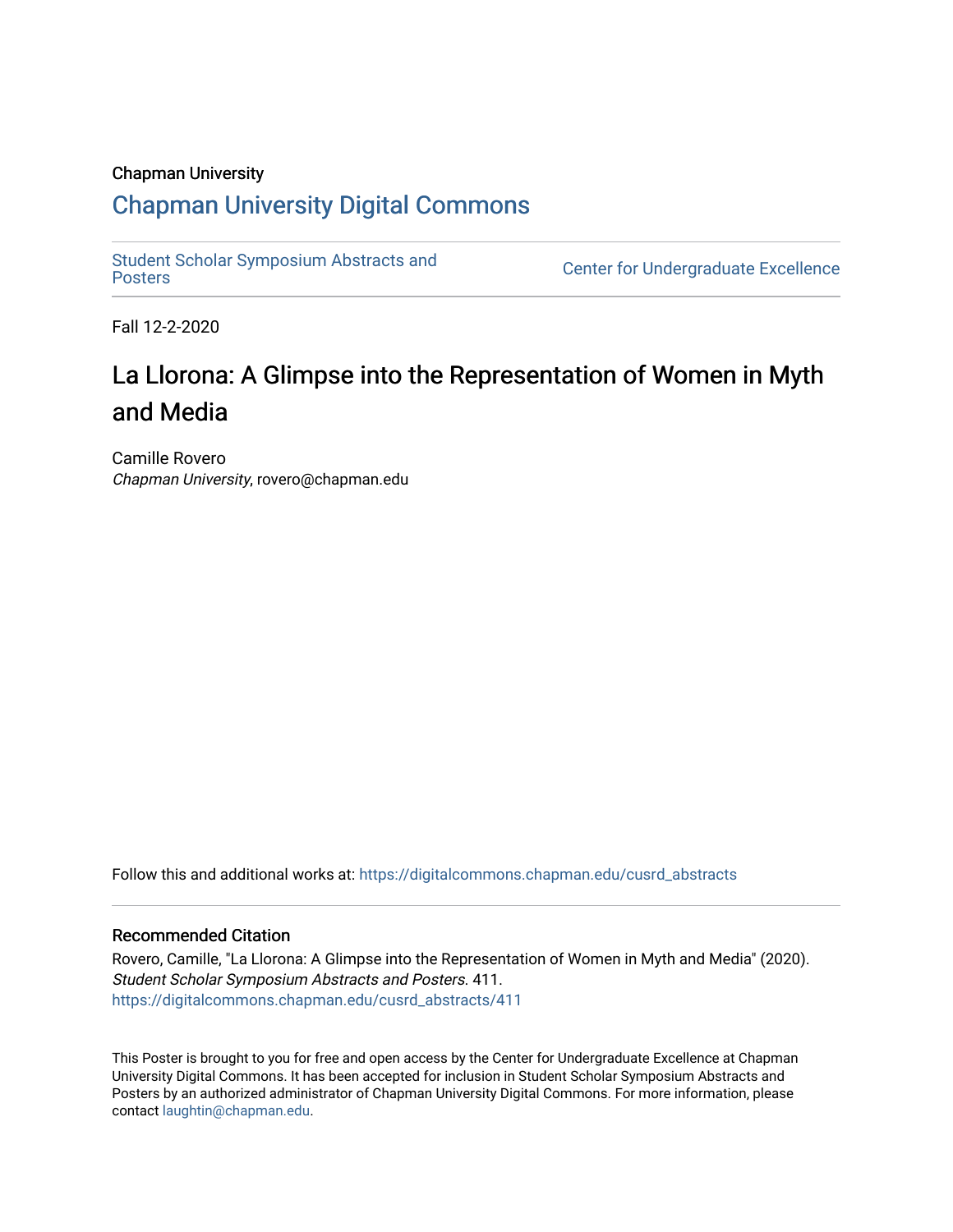Chapman University

## Chapman University Digital Commons

Student Scholar Symposium Abstracts and Posters

Center for Undergraduate Excellence

Fall 12-2-2020

# La Llorona: A Glimpse into the Representation of Women in Myth and Media

Camille Rovero
*Chapman University*, rovero@chapman.edu

Follow this and additional works at: https://digitalcommons.chapman.edu/cusrd_abstracts

### Recommended Citation

Rovero, Camille, "La Llorona: A Glimpse into the Representation of Women in Myth and Media" (2020). *Student Scholar Symposium Abstracts and Posters*. 411.
https://digitalcommons.chapman.edu/cusrd_abstracts/411

This Poster is brought to you for free and open access by the Center for Undergraduate Excellence at Chapman University Digital Commons. It has been accepted for inclusion in Student Scholar Symposium Abstracts and Posters by an authorized administrator of Chapman University Digital Commons. For more information, please contact laughtin@chapman.edu.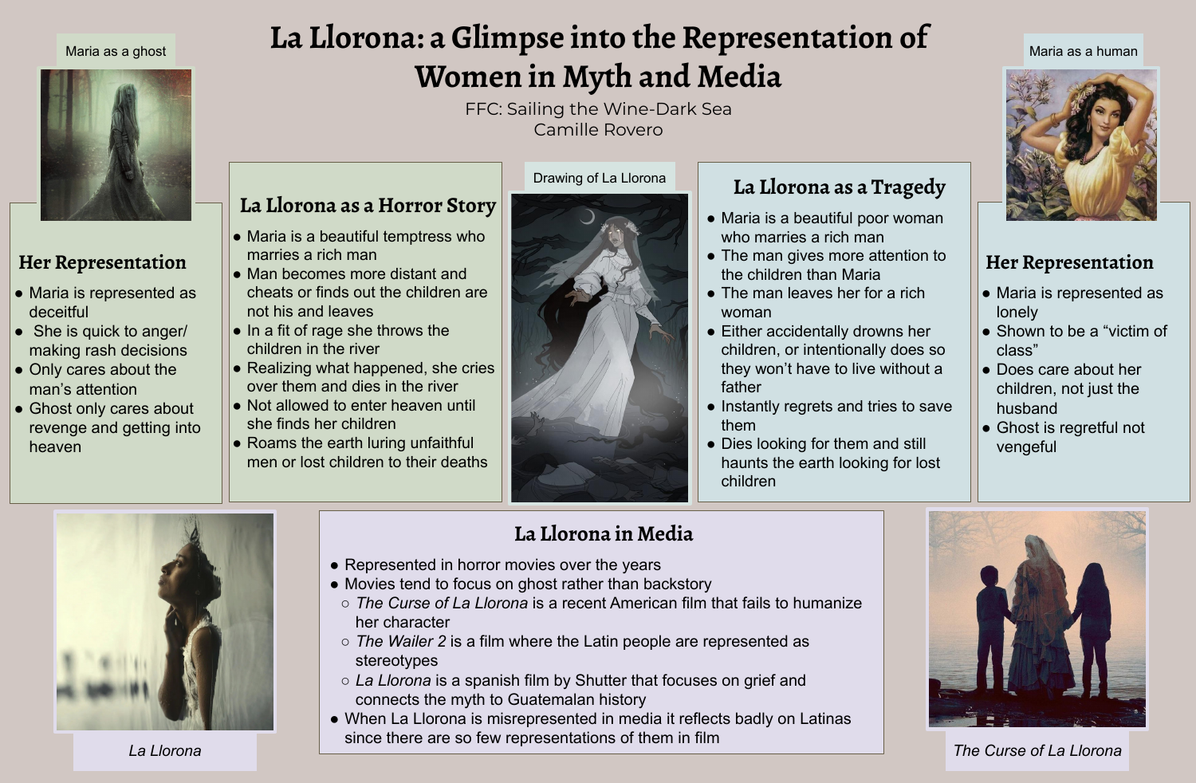# La Llorona: a Glimpse into the Representation of Women in Myth and Media

FFC: Sailing the Wine-Dark Sea
Camille Rovero

Maria as a ghost

## Her Representation

- Maria is represented as deceitful
- She is quick to anger/ making rash decisions
- Only cares about the man's attention
- Ghost only cares about revenge and getting into heaven

## La Llorona as a Horror Story

- Maria is a beautiful temptress who marries a rich man
- Man becomes more distant and cheats or finds out the children are not his and leaves
- In a fit of rage she throws the children in the river
- Realizing what happened, she cries over them and dies in the river
- Not allowed to enter heaven until she finds her children
- Roams the earth luring unfaithful men or lost children to their deaths

Drawing of La Llorona

## La Llorona as a Tragedy

- Maria is a beautiful poor woman who marries a rich man
- The man gives more attention to the children than Maria
- The man leaves her for a rich woman
- Either accidentally drowns her children, or intentionally does so they won't have to live without a father
- Instantly regrets and tries to save them
- Dies looking for them and still haunts the earth looking for lost children

Maria as a human

## Her Representation

- Maria is represented as lonely
- Shown to be a "victim of class"
- Does care about her children, not just the husband
- Ghost is regretful not vengeful

*La Llorona*

## La Llorona in Media

- Represented in horror movies over the years
- Movies tend to focus on ghost rather than backstory
  - *The Curse of La Llorona* is a recent American film that fails to humanize her character
  - *The Wailer 2* is a film where the Latin people are represented as stereotypes
  - *La Llorona* is a spanish film by Shutter that focuses on grief and connects the myth to Guatemalan history
- When La Llorona is misrepresented in media it reflects badly on Latinas since there are so few representations of them in film

*The Curse of La Llorona*